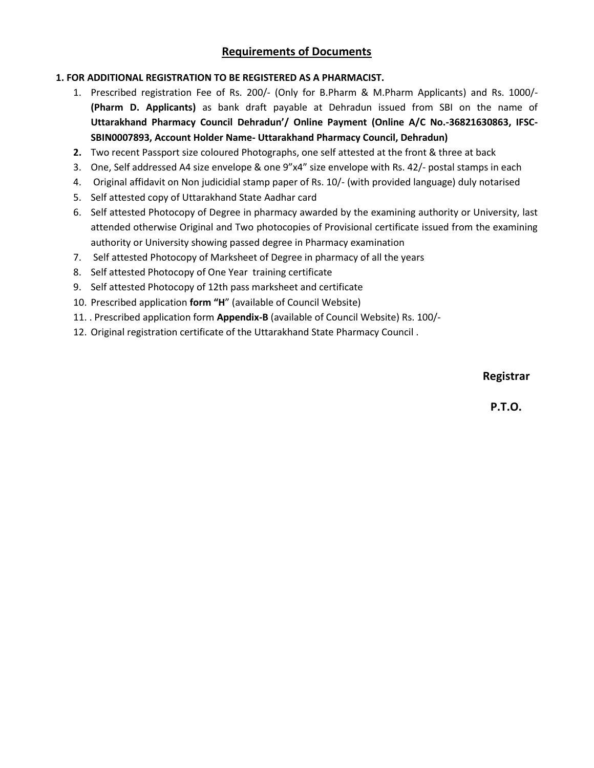## Requirements of Documents

**1. FOR ADDITIONAL REGISTRATION TO BE REGISTERED AS A PHARMACIST.**

1. Prescribed registration Fee of Rs. 200/- (Only for B.Pharm & M.Pharm Applicants) and Rs. 1000/- **(Pharm D. Applicants)** as bank draft payable at Dehradun issued from SBI on the name of **Uttarakhand Pharmacy Council Dehradun'/ Online Payment (Online A/C No.-36821630863, IFSC-SBIN0007893, Account Holder Name- Uttarakhand Pharmacy Council, Dehradun)**
2. Two recent Passport size coloured Photographs, one self attested at the front & three at back
3. One, Self addressed A4 size envelope & one 9"x4" size envelope with Rs. 42/- postal stamps in each
4. Original affidavit on Non judicidial stamp paper of Rs. 10/- (with provided language) duly notarised
5. Self attested copy of Uttarakhand State Aadhar card
6. Self attested Photocopy of Degree in pharmacy awarded by the examining authority or University, last attended otherwise Original and Two photocopies of Provisional certificate issued from the examining authority or University showing passed degree in Pharmacy examination
7. Self attested Photocopy of Marksheet of Degree in pharmacy of all the years
8. Self attested Photocopy of One Year training certificate
9. Self attested Photocopy of 12th pass marksheet and certificate
10. Prescribed application **form "H"** (available of Council Website)
11. . Prescribed application form **Appendix-B** (available of Council Website) Rs. 100/-
12. Original registration certificate of the Uttarakhand State Pharmacy Council .

**Registrar**

**P.T.O.**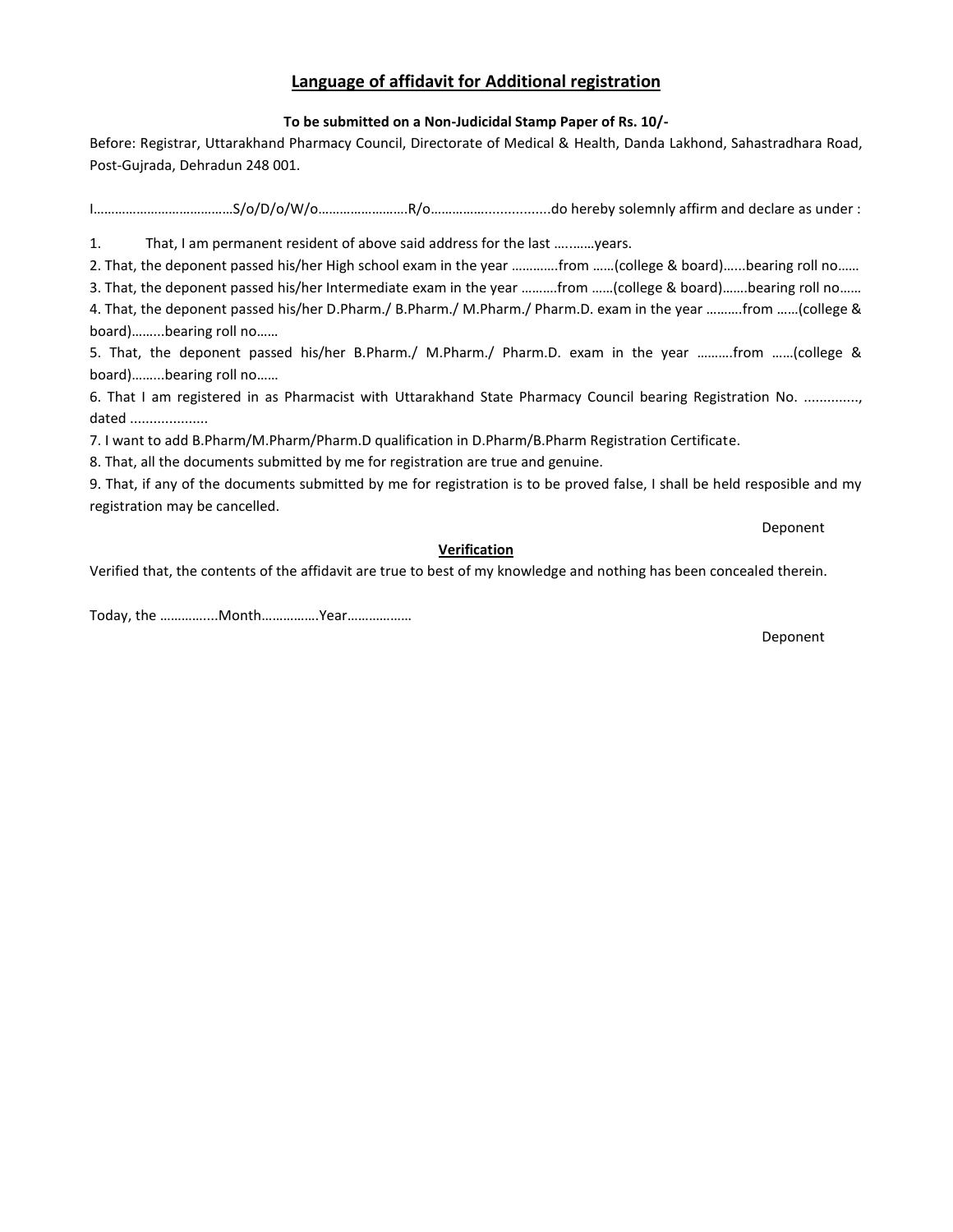## Language of affidavit for Additional registration

**To be submitted on a Non-Judicidal Stamp Paper of Rs. 10/-**

Before: Registrar, Uttarakhand Pharmacy Council, Directorate of Medical & Health, Danda Lakhond, Sahastradhara Road, Post-Gujrada, Dehradun 248 001.

I………………………………S/o/D/o/W/o……………………R/o……………...............do hereby solemnly affirm and declare as under :

1. That, I am permanent resident of above said address for the last ….……years.
2. That, the deponent passed his/her High school exam in the year ………….from ……(college & board)…...bearing roll no……
3. That, the deponent passed his/her Intermediate exam in the year ……….from ……(college & board)…….bearing roll no……
4. That, the deponent passed his/her D.Pharm./ B.Pharm./ M.Pharm./ Pharm.D. exam in the year ……….from ……(college & board)……...bearing roll no……
5. That, the deponent passed his/her B.Pharm./ M.Pharm./ Pharm.D. exam in the year ……….from ……(college & board)……...bearing roll no……
6. That I am registered in as Pharmacist with Uttarakhand State Pharmacy Council bearing Registration No. .............., dated ....................
7. I want to add B.Pharm/M.Pharm/Pharm.D qualification in D.Pharm/B.Pharm Registration Certificate.
8. That, all the documents submitted by me for registration are true and genuine.
9. That, if any of the documents submitted by me for registration is to be proved false, I shall be held resposible and my registration may be cancelled.

Deponent

**Verification**

Verified that, the contents of the affidavit are true to best of my knowledge and nothing has been concealed therein.

Today, the …………...Month…………….Year………………

Deponent